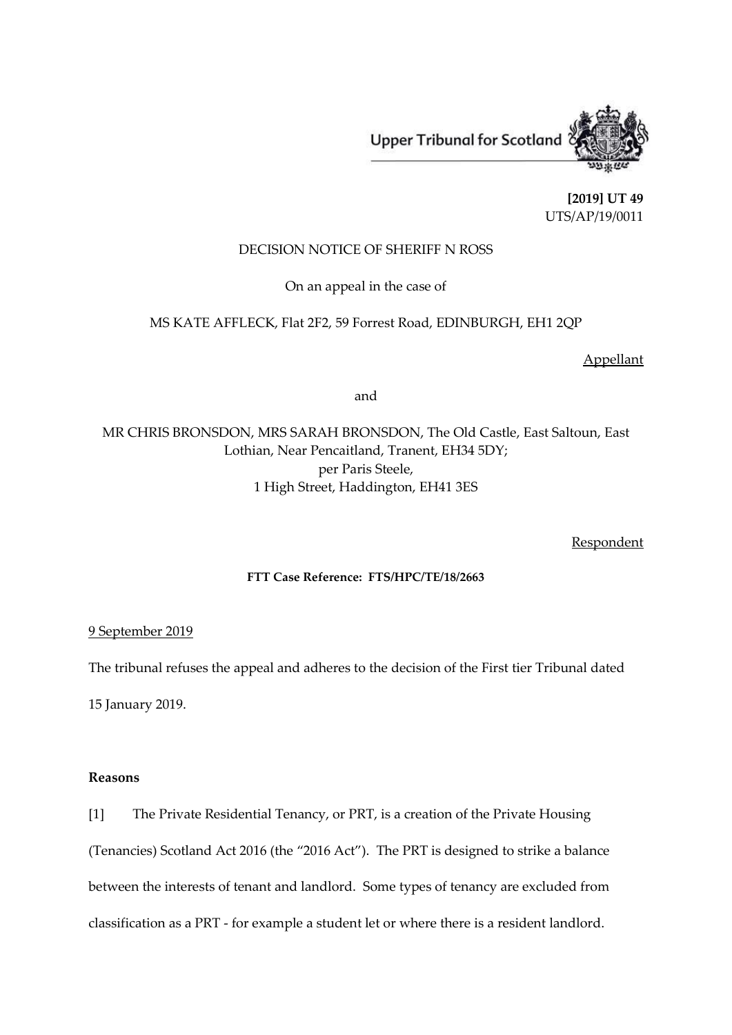Upper Tribunal for Scotland

**[2019] UT 49**
UTS/AP/19/0011

DECISION NOTICE OF SHERIFF N ROSS

On an appeal in the case of

MS KATE AFFLECK, Flat 2F2, 59 Forrest Road, EDINBURGH, EH1 2QP

Appellant

and

MR CHRIS BRONSDON, MRS SARAH BRONSDON, The Old Castle, East Saltoun, East Lothian, Near Pencaitland, Tranent, EH34 5DY;
per Paris Steele,
1 High Street, Haddington, EH41 3ES

Respondent

**FTT Case Reference: FTS/HPC/TE/18/2663**

9 September 2019

The tribunal refuses the appeal and adheres to the decision of the First tier Tribunal dated 15 January 2019.

**Reasons**

[1] The Private Residential Tenancy, or PRT, is a creation of the Private Housing (Tenancies) Scotland Act 2016 (the "2016 Act"). The PRT is designed to strike a balance between the interests of tenant and landlord. Some types of tenancy are excluded from classification as a PRT - for example a student let or where there is a resident landlord.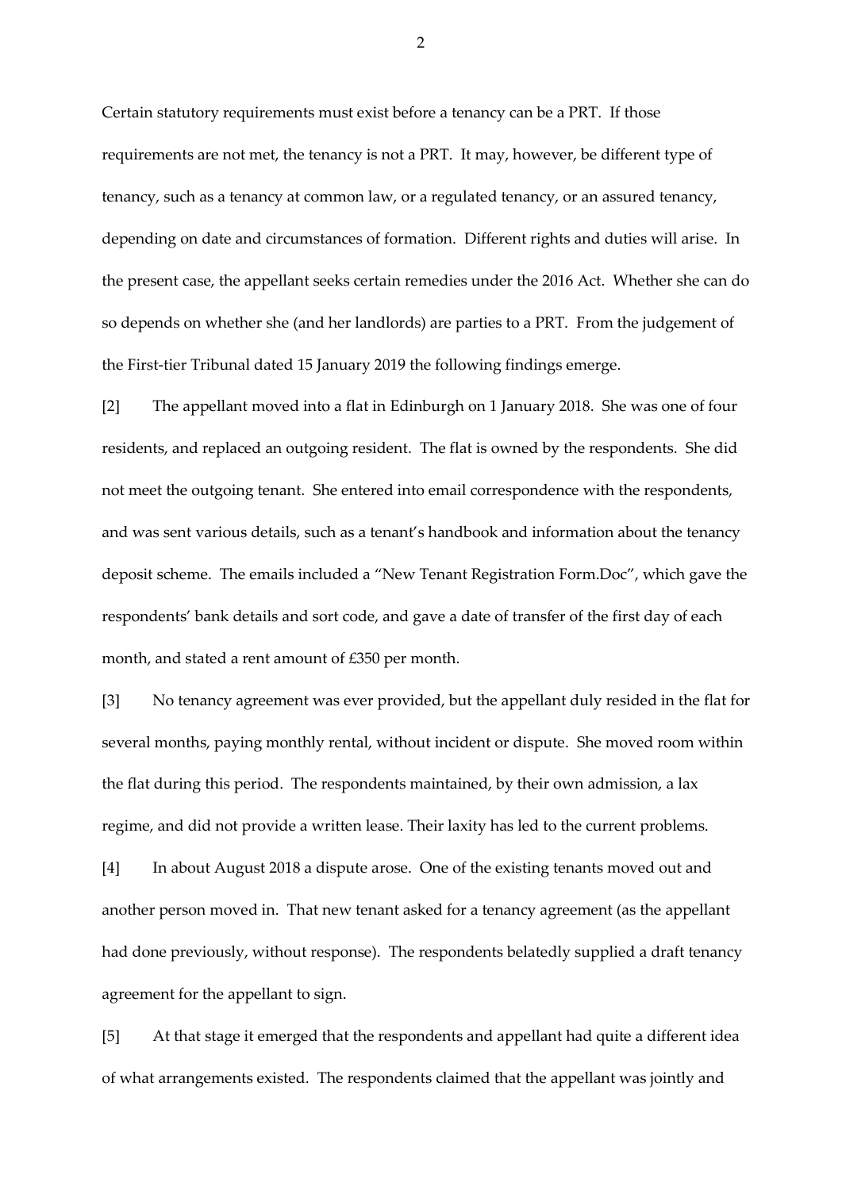Certain statutory requirements must exist before a tenancy can be a PRT. If those requirements are not met, the tenancy is not a PRT. It may, however, be different type of tenancy, such as a tenancy at common law, or a regulated tenancy, or an assured tenancy, depending on date and circumstances of formation. Different rights and duties will arise. In the present case, the appellant seeks certain remedies under the 2016 Act. Whether she can do so depends on whether she (and her landlords) are parties to a PRT. From the judgement of the First-tier Tribunal dated 15 January 2019 the following findings emerge.

[2] The appellant moved into a flat in Edinburgh on 1 January 2018. She was one of four residents, and replaced an outgoing resident. The flat is owned by the respondents. She did not meet the outgoing tenant. She entered into email correspondence with the respondents, and was sent various details, such as a tenant's handbook and information about the tenancy deposit scheme. The emails included a "New Tenant Registration Form.Doc", which gave the respondents' bank details and sort code, and gave a date of transfer of the first day of each month, and stated a rent amount of £350 per month.

[3] No tenancy agreement was ever provided, but the appellant duly resided in the flat for several months, paying monthly rental, without incident or dispute. She moved room within the flat during this period. The respondents maintained, by their own admission, a lax regime, and did not provide a written lease. Their laxity has led to the current problems.

[4] In about August 2018 a dispute arose. One of the existing tenants moved out and another person moved in. That new tenant asked for a tenancy agreement (as the appellant had done previously, without response). The respondents belatedly supplied a draft tenancy agreement for the appellant to sign.

[5] At that stage it emerged that the respondents and appellant had quite a different idea of what arrangements existed. The respondents claimed that the appellant was jointly and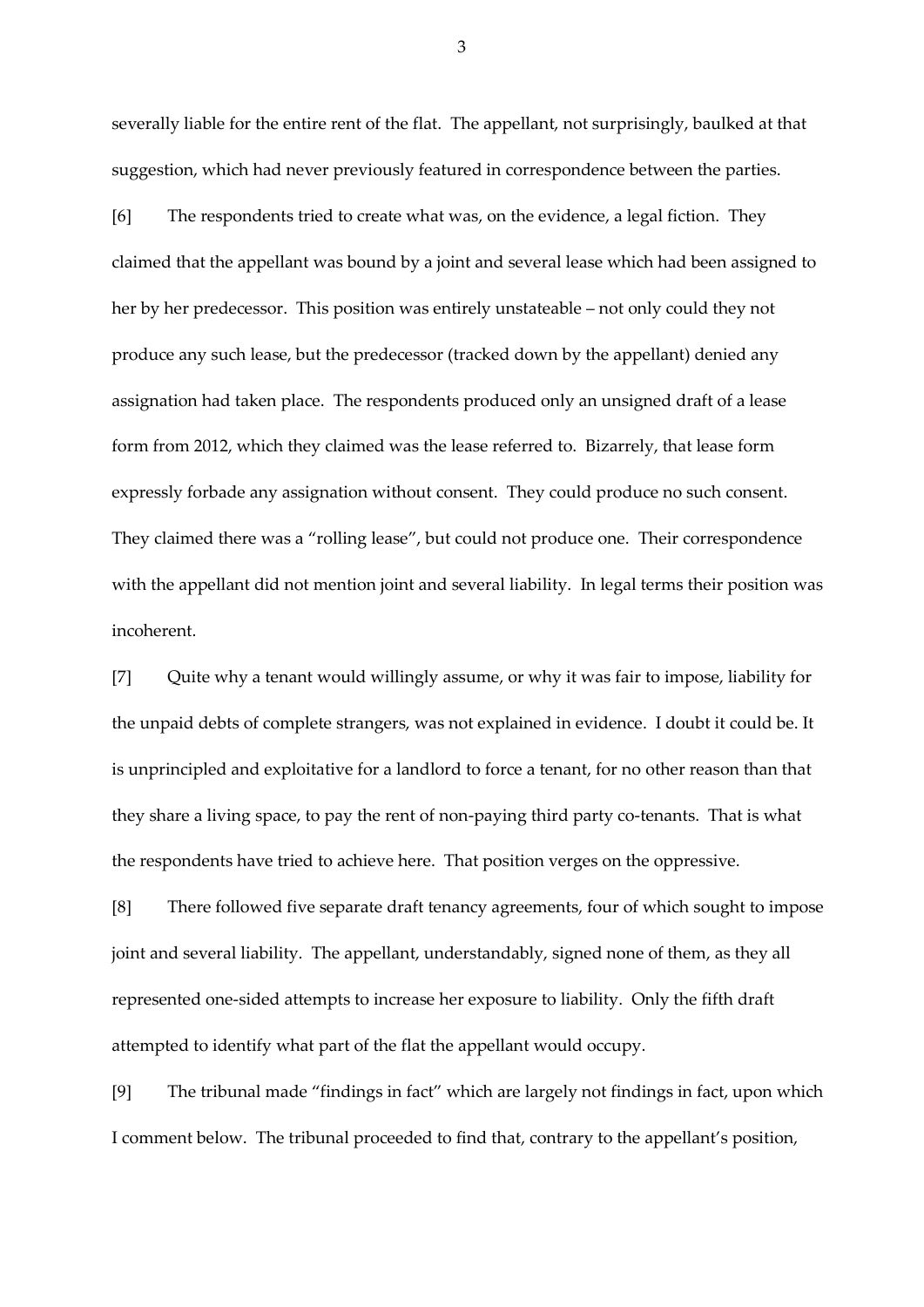severally liable for the entire rent of the flat. The appellant, not surprisingly, baulked at that suggestion, which had never previously featured in correspondence between the parties.

[6] The respondents tried to create what was, on the evidence, a legal fiction. They claimed that the appellant was bound by a joint and several lease which had been assigned to her by her predecessor. This position was entirely unstateable – not only could they not produce any such lease, but the predecessor (tracked down by the appellant) denied any assignation had taken place. The respondents produced only an unsigned draft of a lease form from 2012, which they claimed was the lease referred to. Bizarrely, that lease form expressly forbade any assignation without consent. They could produce no such consent. They claimed there was a "rolling lease", but could not produce one. Their correspondence with the appellant did not mention joint and several liability. In legal terms their position was incoherent.

[7] Quite why a tenant would willingly assume, or why it was fair to impose, liability for the unpaid debts of complete strangers, was not explained in evidence. I doubt it could be. It is unprincipled and exploitative for a landlord to force a tenant, for no other reason than that they share a living space, to pay the rent of non-paying third party co-tenants. That is what the respondents have tried to achieve here. That position verges on the oppressive.

[8] There followed five separate draft tenancy agreements, four of which sought to impose joint and several liability. The appellant, understandably, signed none of them, as they all represented one-sided attempts to increase her exposure to liability. Only the fifth draft attempted to identify what part of the flat the appellant would occupy.

[9] The tribunal made "findings in fact" which are largely not findings in fact, upon which I comment below. The tribunal proceeded to find that, contrary to the appellant's position,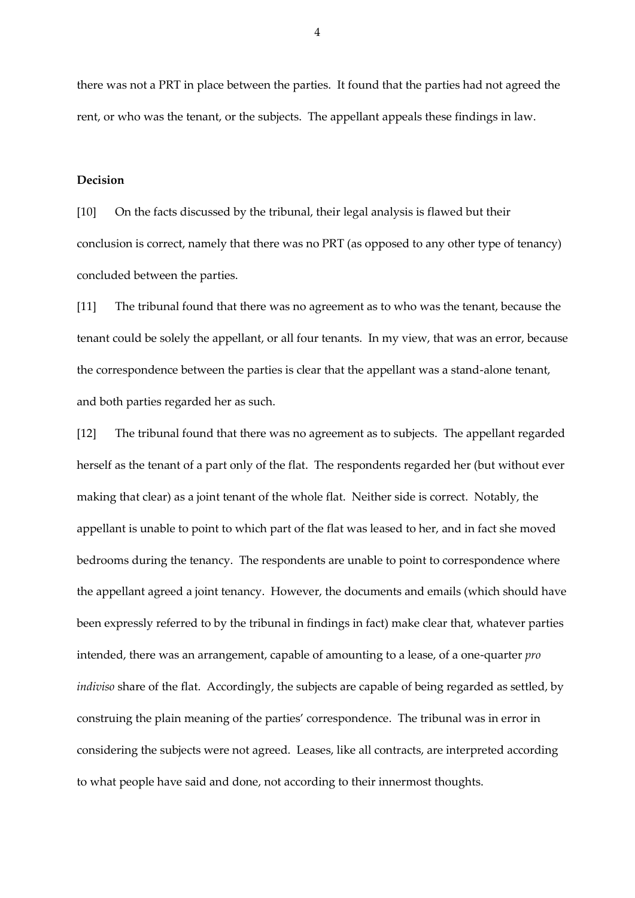there was not a PRT in place between the parties. It found that the parties had not agreed the rent, or who was the tenant, or the subjects. The appellant appeals these findings in law.

**Decision**

[10] On the facts discussed by the tribunal, their legal analysis is flawed but their conclusion is correct, namely that there was no PRT (as opposed to any other type of tenancy) concluded between the parties.

[11] The tribunal found that there was no agreement as to who was the tenant, because the tenant could be solely the appellant, or all four tenants. In my view, that was an error, because the correspondence between the parties is clear that the appellant was a stand-alone tenant, and both parties regarded her as such.

[12] The tribunal found that there was no agreement as to subjects. The appellant regarded herself as the tenant of a part only of the flat. The respondents regarded her (but without ever making that clear) as a joint tenant of the whole flat. Neither side is correct. Notably, the appellant is unable to point to which part of the flat was leased to her, and in fact she moved bedrooms during the tenancy. The respondents are unable to point to correspondence where the appellant agreed a joint tenancy. However, the documents and emails (which should have been expressly referred to by the tribunal in findings in fact) make clear that, whatever parties intended, there was an arrangement, capable of amounting to a lease, of a one-quarter *pro indiviso* share of the flat. Accordingly, the subjects are capable of being regarded as settled, by construing the plain meaning of the parties' correspondence. The tribunal was in error in considering the subjects were not agreed. Leases, like all contracts, are interpreted according to what people have said and done, not according to their innermost thoughts.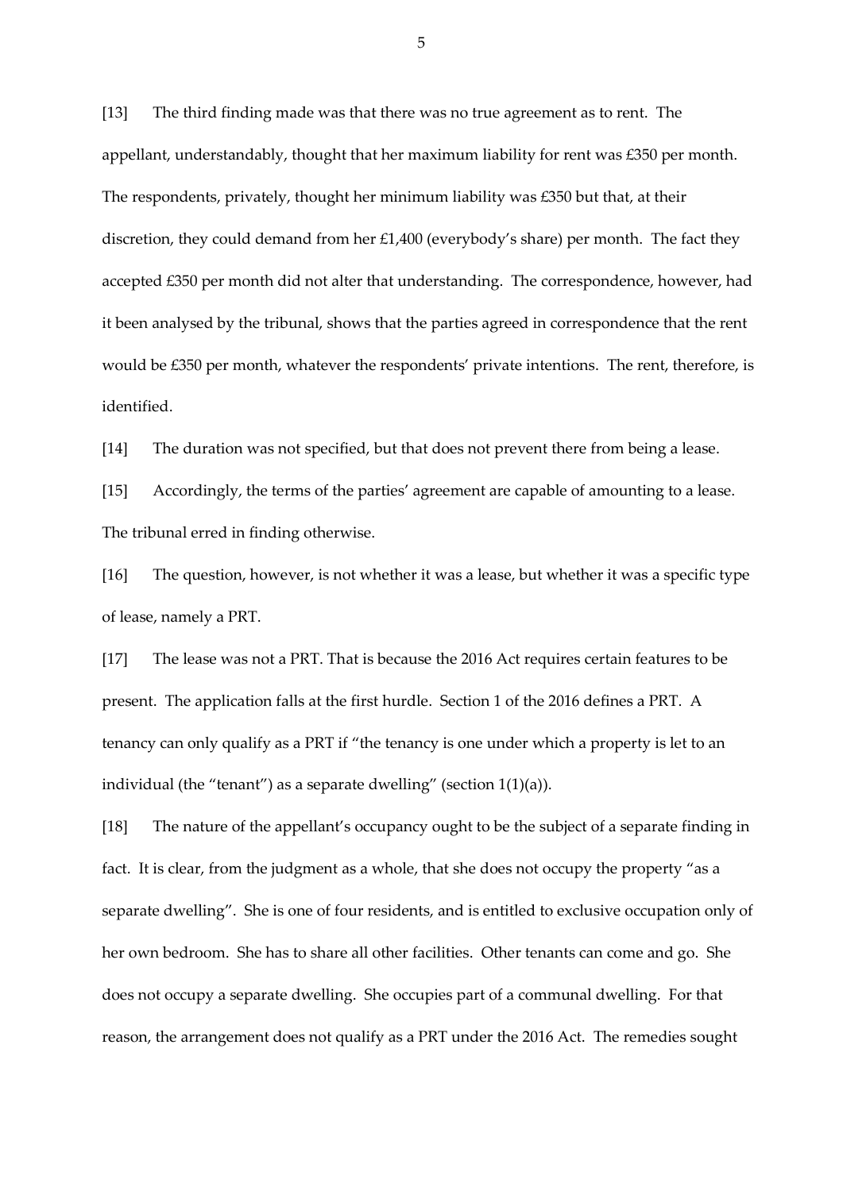[13] The third finding made was that there was no true agreement as to rent. The appellant, understandably, thought that her maximum liability for rent was £350 per month. The respondents, privately, thought her minimum liability was £350 but that, at their discretion, they could demand from her £1,400 (everybody's share) per month. The fact they accepted £350 per month did not alter that understanding. The correspondence, however, had it been analysed by the tribunal, shows that the parties agreed in correspondence that the rent would be £350 per month, whatever the respondents' private intentions. The rent, therefore, is identified.

[14] The duration was not specified, but that does not prevent there from being a lease.

[15] Accordingly, the terms of the parties' agreement are capable of amounting to a lease. The tribunal erred in finding otherwise.

[16] The question, however, is not whether it was a lease, but whether it was a specific type of lease, namely a PRT.

[17] The lease was not a PRT. That is because the 2016 Act requires certain features to be present. The application falls at the first hurdle. Section 1 of the 2016 defines a PRT. A tenancy can only qualify as a PRT if "the tenancy is one under which a property is let to an individual (the "tenant") as a separate dwelling" (section 1(1)(a)).

[18] The nature of the appellant's occupancy ought to be the subject of a separate finding in fact. It is clear, from the judgment as a whole, that she does not occupy the property "as a separate dwelling". She is one of four residents, and is entitled to exclusive occupation only of her own bedroom. She has to share all other facilities. Other tenants can come and go. She does not occupy a separate dwelling. She occupies part of a communal dwelling. For that reason, the arrangement does not qualify as a PRT under the 2016 Act. The remedies sought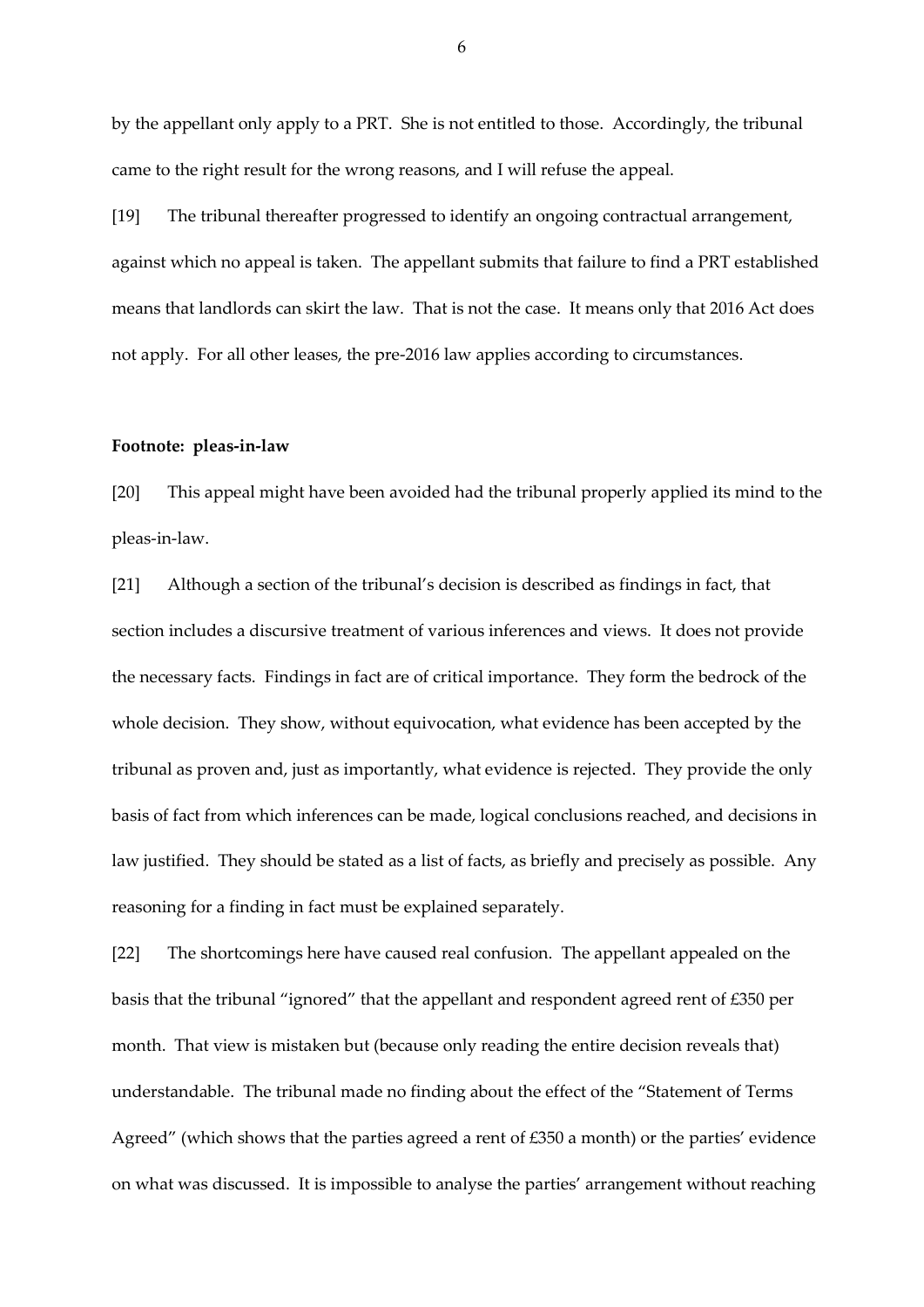by the appellant only apply to a PRT. She is not entitled to those. Accordingly, the tribunal came to the right result for the wrong reasons, and I will refuse the appeal.

[19] The tribunal thereafter progressed to identify an ongoing contractual arrangement, against which no appeal is taken. The appellant submits that failure to find a PRT established means that landlords can skirt the law. That is not the case. It means only that 2016 Act does not apply. For all other leases, the pre-2016 law applies according to circumstances.

**Footnote: pleas-in-law**

[20] This appeal might have been avoided had the tribunal properly applied its mind to the pleas-in-law.

[21] Although a section of the tribunal's decision is described as findings in fact, that section includes a discursive treatment of various inferences and views. It does not provide the necessary facts. Findings in fact are of critical importance. They form the bedrock of the whole decision. They show, without equivocation, what evidence has been accepted by the tribunal as proven and, just as importantly, what evidence is rejected. They provide the only basis of fact from which inferences can be made, logical conclusions reached, and decisions in law justified. They should be stated as a list of facts, as briefly and precisely as possible. Any reasoning for a finding in fact must be explained separately.

[22] The shortcomings here have caused real confusion. The appellant appealed on the basis that the tribunal "ignored" that the appellant and respondent agreed rent of £350 per month. That view is mistaken but (because only reading the entire decision reveals that) understandable. The tribunal made no finding about the effect of the "Statement of Terms Agreed" (which shows that the parties agreed a rent of £350 a month) or the parties' evidence on what was discussed. It is impossible to analyse the parties' arrangement without reaching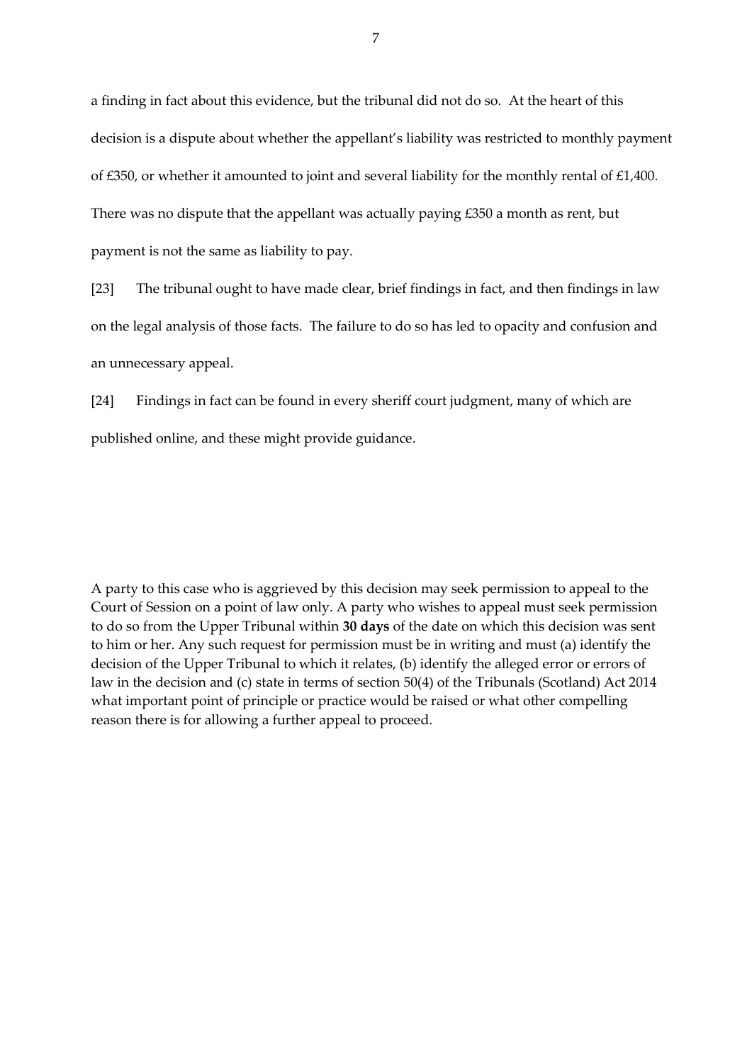a finding in fact about this evidence, but the tribunal did not do so. At the heart of this decision is a dispute about whether the appellant's liability was restricted to monthly payment of £350, or whether it amounted to joint and several liability for the monthly rental of £1,400. There was no dispute that the appellant was actually paying £350 a month as rent, but payment is not the same as liability to pay.

[23] The tribunal ought to have made clear, brief findings in fact, and then findings in law on the legal analysis of those facts. The failure to do so has led to opacity and confusion and an unnecessary appeal.

[24] Findings in fact can be found in every sheriff court judgment, many of which are published online, and these might provide guidance.

A party to this case who is aggrieved by this decision may seek permission to appeal to the Court of Session on a point of law only. A party who wishes to appeal must seek permission to do so from the Upper Tribunal within **30 days** of the date on which this decision was sent to him or her. Any such request for permission must be in writing and must (a) identify the decision of the Upper Tribunal to which it relates, (b) identify the alleged error or errors of law in the decision and (c) state in terms of section 50(4) of the Tribunals (Scotland) Act 2014 what important point of principle or practice would be raised or what other compelling reason there is for allowing a further appeal to proceed.